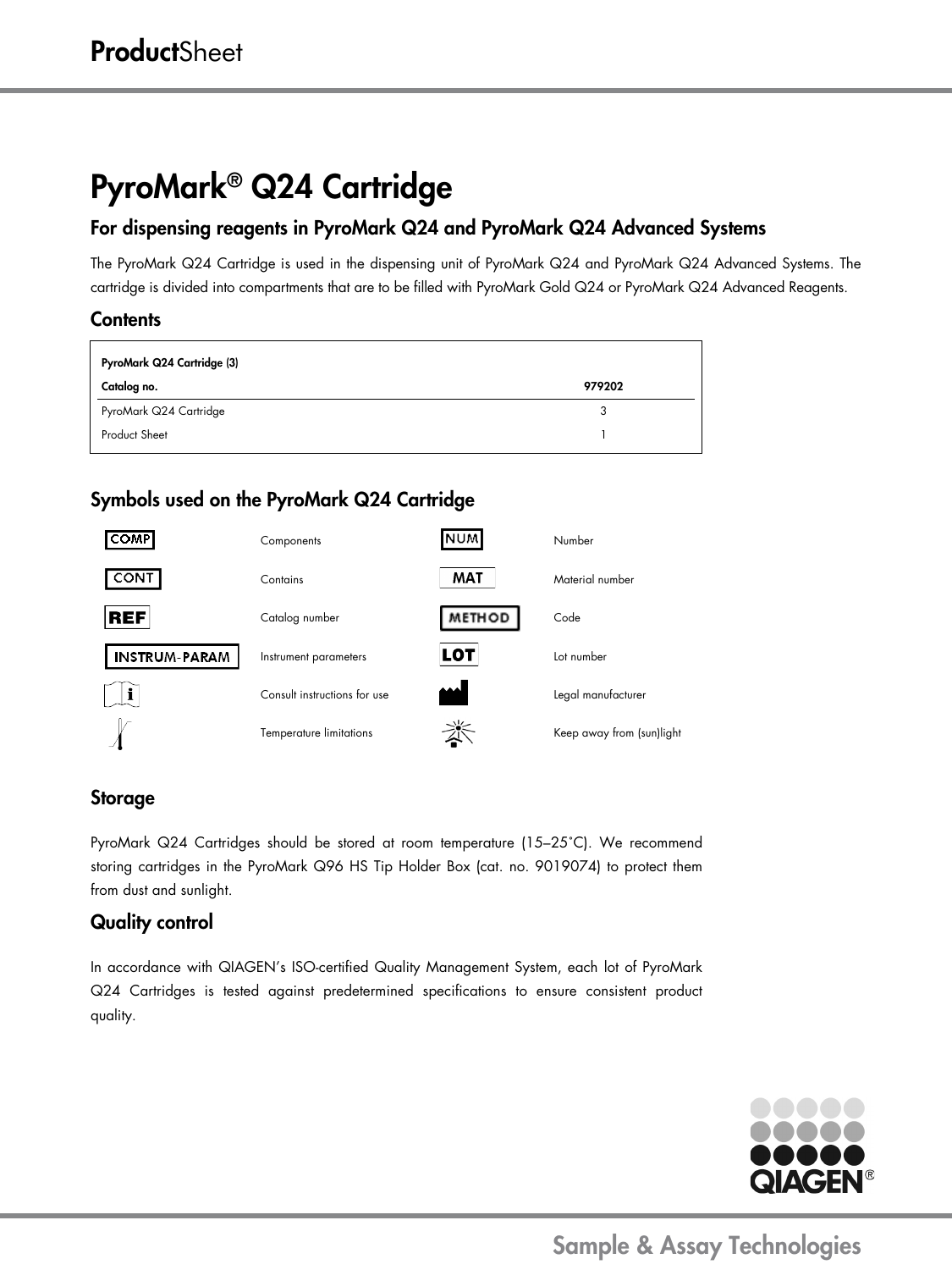# PyroMark® Q24 Cartridge

## For dispensing reagents in PyroMark Q24 and PyroMark Q24 Advanced Systems

The PyroMark Q24 Cartridge is used in the dispensing unit of PyroMark Q24 and PyroMark Q24 Advanced Systems. The cartridge is divided into compartments that are to be filled with PyroMark Gold Q24 or PyroMark Q24 Advanced Reagents.

### Contents

| PyroMark Q24 Cartridge (3) | |
|---|---|
| **Catalog no.** | **979202** |
| PyroMark Q24 Cartridge | 3 |
| Product Sheet | 1 |

### Symbols used on the PyroMark Q24 Cartridge

| Symbol | Meaning | Symbol | Meaning |
|---|---|---|---|
| COMP | Components | NUM | Number |
| CONT | Contains | MAT | Material number |
| REF | Catalog number | METHOD | Code |
| INSTRUM-PARAM | Instrument parameters | LOT | Lot number |
| i | Consult instructions for use | | Legal manufacturer |
| | Temperature limitations | | Keep away from (sun)light |

### Storage

PyroMark Q24 Cartridges should be stored at room temperature (15–25°C). We recommend storing cartridges in the PyroMark Q96 HS Tip Holder Box (cat. no. 9019074) to protect them from dust and sunlight.

### Quality control

In accordance with QIAGEN's ISO-certified Quality Management System, each lot of PyroMark Q24 Cartridges is tested against predetermined specifications to ensure consistent product quality.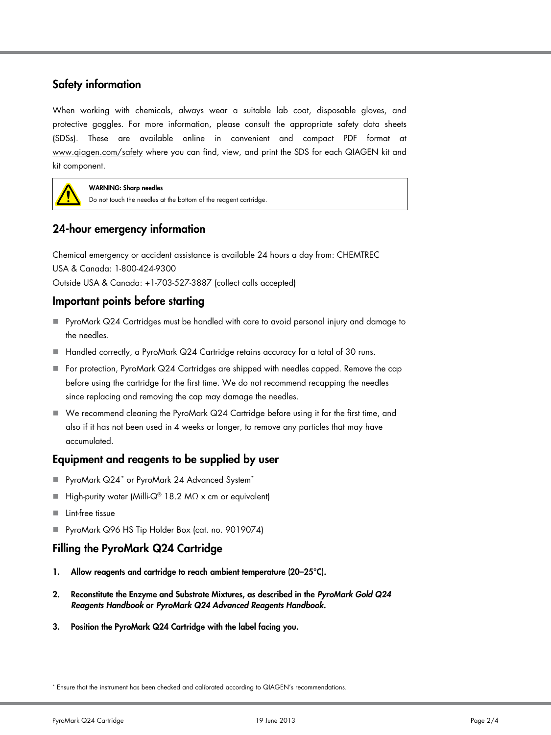## Safety information

When working with chemicals, always wear a suitable lab coat, disposable gloves, and protective goggles. For more information, please consult the appropriate safety data sheets (SDSs). These are available online in convenient and compact PDF format at www.qiagen.com/safety where you can find, view, and print the SDS for each QIAGEN kit and kit component.

> **WARNING: Sharp needles**
> Do not touch the needles at the bottom of the reagent cartridge.

## 24-hour emergency information

Chemical emergency or accident assistance is available 24 hours a day from: CHEMTREC
USA & Canada: 1-800-424-9300
Outside USA & Canada: +1-703-527-3887 (collect calls accepted)

## Important points before starting

- PyroMark Q24 Cartridges must be handled with care to avoid personal injury and damage to the needles.
- Handled correctly, a PyroMark Q24 Cartridge retains accuracy for a total of 30 runs.
- For protection, PyroMark Q24 Cartridges are shipped with needles capped. Remove the cap before using the cartridge for the first time. We do not recommend recapping the needles since replacing and removing the cap may damage the needles.
- We recommend cleaning the PyroMark Q24 Cartridge before using it for the first time, and also if it has not been used in 4 weeks or longer, to remove any particles that may have accumulated.

## Equipment and reagents to be supplied by user

- PyroMark Q24* or PyroMark 24 Advanced System*
- High-purity water (Milli-Q® 18.2 MΩ x cm or equivalent)
- Lint-free tissue
- PyroMark Q96 HS Tip Holder Box (cat. no. 9019074)

## Filling the PyroMark Q24 Cartridge

1. **Allow reagents and cartridge to reach ambient temperature (20–25°C).**
2. **Reconstitute the Enzyme and Substrate Mixtures, as described in the *PyroMark Gold Q24 Reagents Handbook* or *PyroMark Q24 Advanced Reagents Handbook*.**
3. **Position the PyroMark Q24 Cartridge with the label facing you.**

\* Ensure that the instrument has been checked and calibrated according to QIAGEN's recommendations.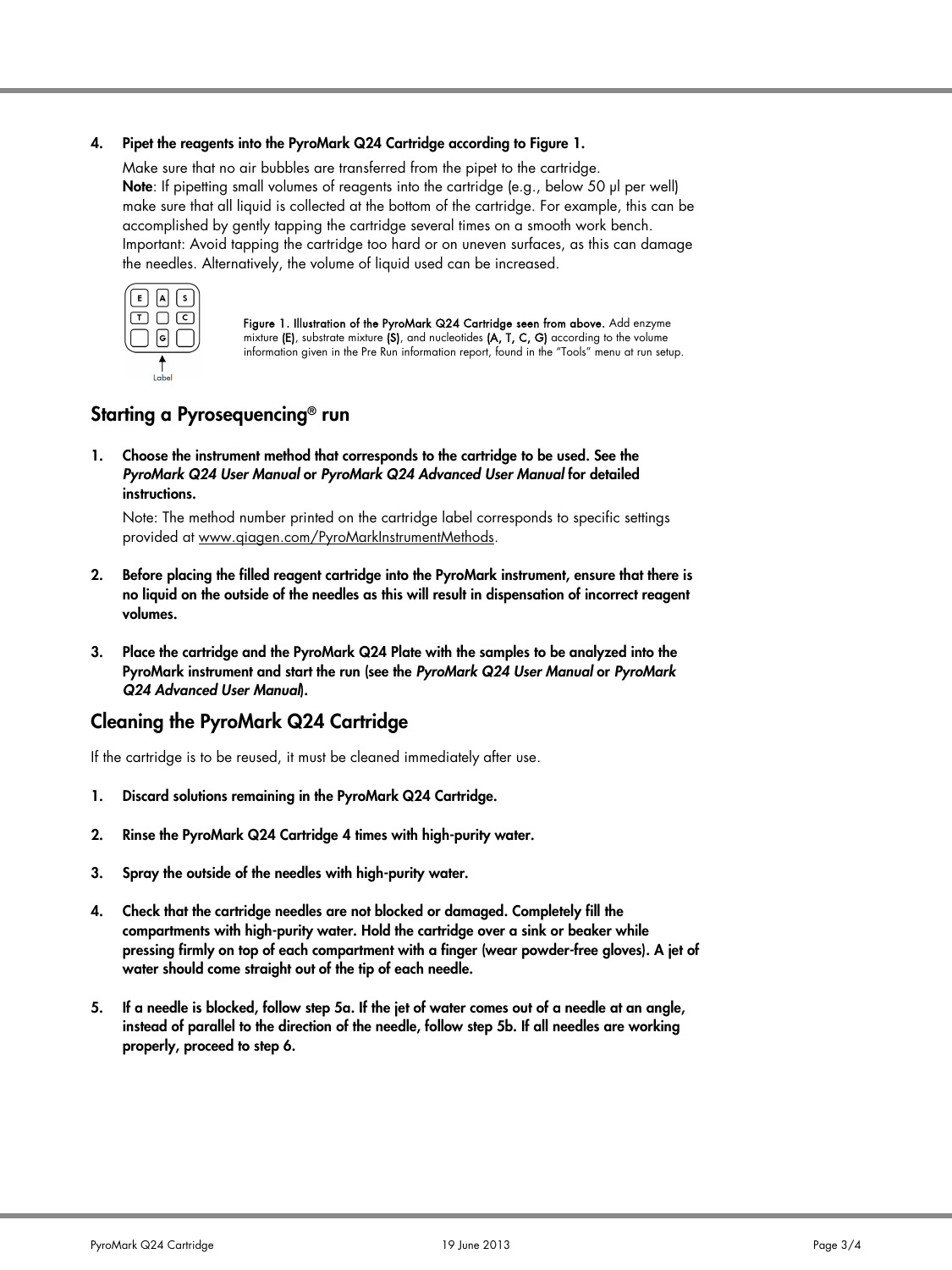4. **Pipet the reagents into the PyroMark Q24 Cartridge according to Figure 1.**

   Make sure that no air bubbles are transferred from the pipet to the cartridge.
   **Note**: If pipetting small volumes of reagents into the cartridge (e.g., below 50 µl per well) make sure that all liquid is collected at the bottom of the cartridge. For example, this can be accomplished by gently tapping the cartridge several times on a smooth work bench. Important: Avoid tapping the cartridge too hard or on uneven surfaces, as this can damage the needles. Alternatively, the volume of liquid used can be increased.

**Figure 1. Illustration of the PyroMark Q24 Cartridge seen from above.** Add enzyme mixture **(E)**, substrate mixture **(S)**, and nucleotides **(A, T, C, G)** according to the volume information given in the Pre Run information report, found in the "Tools" menu at run setup.

## Starting a Pyrosequencing® run

1. **Choose the instrument method that corresponds to the cartridge to be used. See the *PyroMark Q24 User Manual* or *PyroMark Q24 Advanced User Manual* for detailed instructions.**

   Note: The method number printed on the cartridge label corresponds to specific settings provided at www.qiagen.com/PyroMarkInstrumentMethods.

2. **Before placing the filled reagent cartridge into the PyroMark instrument, ensure that there is no liquid on the outside of the needles as this will result in dispensation of incorrect reagent volumes.**

3. **Place the cartridge and the PyroMark Q24 Plate with the samples to be analyzed into the PyroMark instrument and start the run (see the *PyroMark Q24 User Manual* or *PyroMark Q24 Advanced User Manual*).**

## Cleaning the PyroMark Q24 Cartridge

If the cartridge is to be reused, it must be cleaned immediately after use.

1. **Discard solutions remaining in the PyroMark Q24 Cartridge.**

2. **Rinse the PyroMark Q24 Cartridge 4 times with high-purity water.**

3. **Spray the outside of the needles with high-purity water.**

4. **Check that the cartridge needles are not blocked or damaged. Completely fill the compartments with high-purity water. Hold the cartridge over a sink or beaker while pressing firmly on top of each compartment with a finger (wear powder-free gloves). A jet of water should come straight out of the tip of each needle.**

5. **If a needle is blocked, follow step 5a. If the jet of water comes out of a needle at an angle, instead of parallel to the direction of the needle, follow step 5b. If all needles are working properly, proceed to step 6.**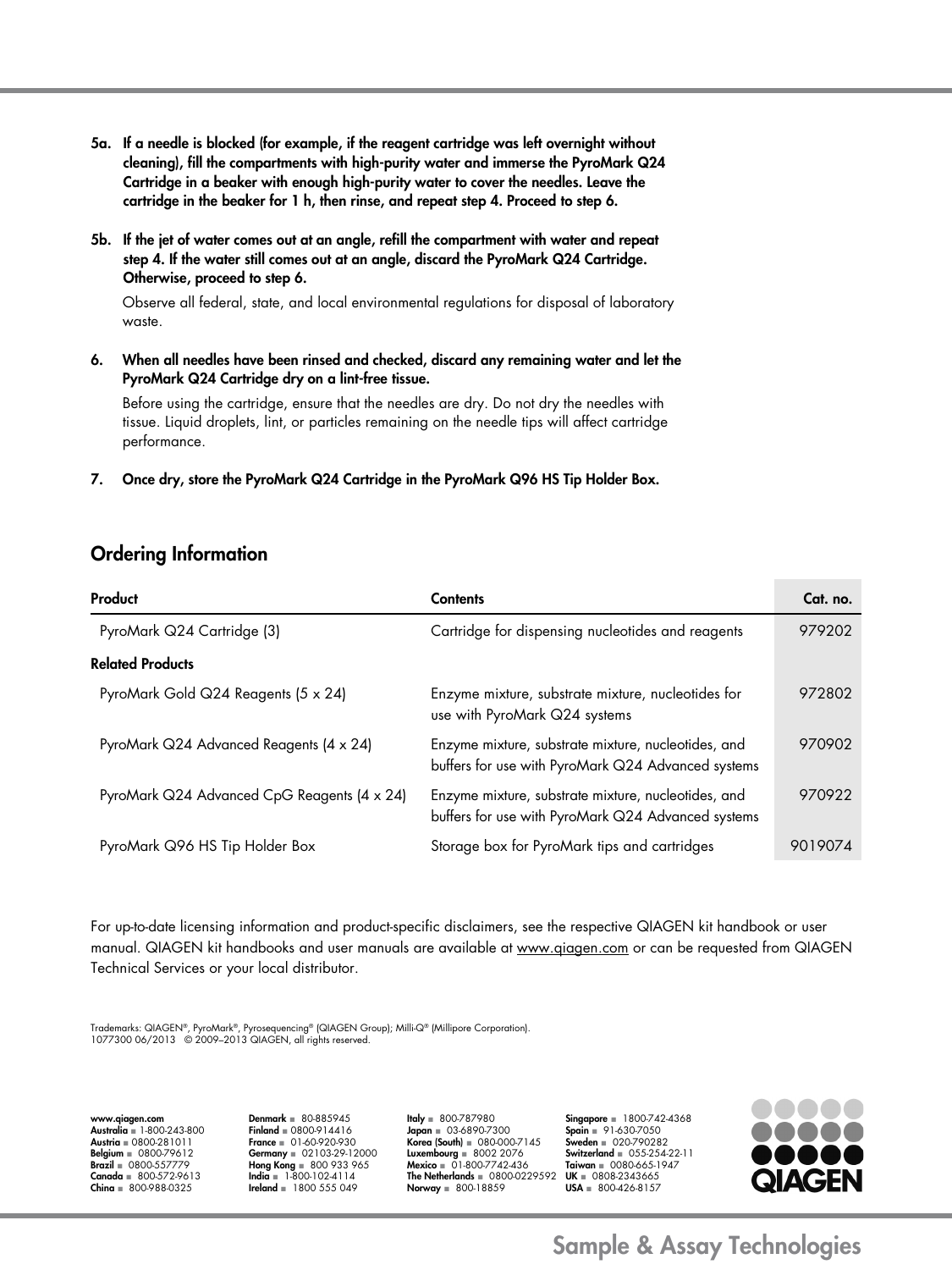**5a. If a needle is blocked (for example, if the reagent cartridge was left overnight without cleaning), fill the compartments with high-purity water and immerse the PyroMark Q24 Cartridge in a beaker with enough high-purity water to cover the needles. Leave the cartridge in the beaker for 1 h, then rinse, and repeat step 4. Proceed to step 6.**

**5b. If the jet of water comes out at an angle, refill the compartment with water and repeat step 4. If the water still comes out at an angle, discard the PyroMark Q24 Cartridge. Otherwise, proceed to step 6.**

Observe all federal, state, and local environmental regulations for disposal of laboratory waste.

**6. When all needles have been rinsed and checked, discard any remaining water and let the PyroMark Q24 Cartridge dry on a lint-free tissue.**

Before using the cartridge, ensure that the needles are dry. Do not dry the needles with tissue. Liquid droplets, lint, or particles remaining on the needle tips will affect cartridge performance.

**7. Once dry, store the PyroMark Q24 Cartridge in the PyroMark Q96 HS Tip Holder Box.**

## Ordering Information

| Product | Contents | Cat. no. |
|---|---|---|
| PyroMark Q24 Cartridge (3) | Cartridge for dispensing nucleotides and reagents | 979202 |
| **Related Products** | | |
| PyroMark Gold Q24 Reagents (5 x 24) | Enzyme mixture, substrate mixture, nucleotides for use with PyroMark Q24 systems | 972802 |
| PyroMark Q24 Advanced Reagents (4 x 24) | Enzyme mixture, substrate mixture, nucleotides, and buffers for use with PyroMark Q24 Advanced systems | 970902 |
| PyroMark Q24 Advanced CpG Reagents (4 x 24) | Enzyme mixture, substrate mixture, nucleotides, and buffers for use with PyroMark Q24 Advanced systems | 970922 |
| PyroMark Q96 HS Tip Holder Box | Storage box for PyroMark tips and cartridges | 9019074 |

For up-to-date licensing information and product-specific disclaimers, see the respective QIAGEN kit handbook or user manual. QIAGEN kit handbooks and user manuals are available at www.qiagen.com or can be requested from QIAGEN Technical Services or your local distributor.

Trademarks: QIAGEN®, PyroMark®, Pyrosequencing® (QIAGEN Group); Milli-Q® (Millipore Corporation).
1077300 06/2013 © 2009–2013 QIAGEN, all rights reserved.

www.qiagen.com
Australia ■ 1-800-243-800
Austria ■ 0800-281011
Belgium ■ 0800-79612
Brazil ■ 0800-557779
Canada ■ 800-572-9613
China ■ 800-988-0325
Denmark ■ 80-885945
Finland ■ 0800-914416
France ■ 01-60-920-930
Germany ■ 02103-29-12000
Hong Kong ■ 800 933 965
India ■ 1-800-102-4114
Ireland ■ 1800 555 049
Italy ■ 800-787980
Japan ■ 03-6890-7300
Korea (South) ■ 080-000-7145
Luxembourg ■ 8002 2076
Mexico ■ 01-800-7742-436
The Netherlands ■ 0800-0229592
Norway ■ 800-18859
Singapore ■ 1800-742-4368
Spain ■ 91-630-7050
Sweden ■ 020-790282
Switzerland ■ 055-254-22-11
Taiwan ■ 0080-665-1947
UK ■ 0808-2343665
USA ■ 800-426-8157

QIAGEN

Sample & Assay Technologies